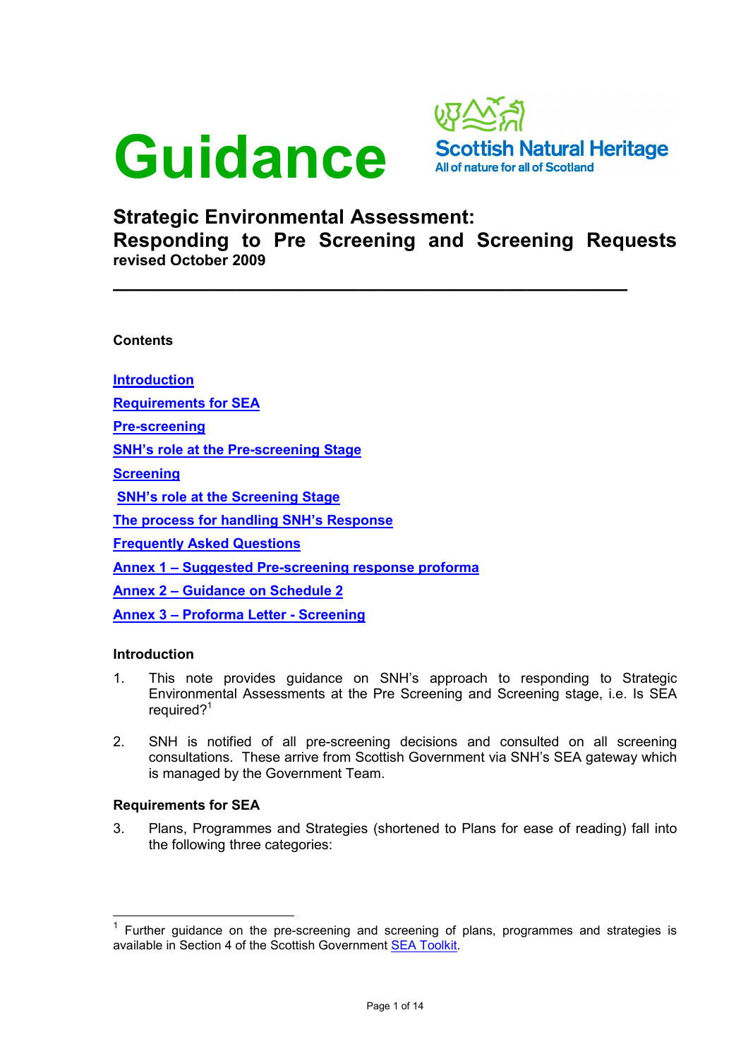# Guidance

Scottish Natural Heritage
All of nature for all of Scotland

## Strategic Environmental Assessment: Responding to Pre Screening and Screening Requests

**revised October 2009**

---

**Contents**

[Introduction](#introduction)

[Requirements for SEA](#requirements-for-sea)

[Pre-screening](#)

[SNH's role at the Pre-screening Stage](#)

[Screening](#)

[SNH's role at the Screening Stage](#)

[The process for handling SNH's Response](#)

[Frequently Asked Questions](#)

[Annex 1 – Suggested Pre-screening response proforma](#)

[Annex 2 – Guidance on Schedule 2](#)

[Annex 3 – Proforma Letter - Screening](#)

### Introduction

1. This note provides guidance on SNH's approach to responding to Strategic Environmental Assessments at the Pre Screening and Screening stage, i.e. Is SEA required?[1]

2. SNH is notified of all pre-screening decisions and consulted on all screening consultations. These arrive from Scottish Government via SNH's SEA gateway which is managed by the Government Team.

### Requirements for SEA

3. Plans, Programmes and Strategies (shortened to Plans for ease of reading) fall into the following three categories:

---

[1] Further guidance on the pre-screening and screening of plans, programmes and strategies is available in Section 4 of the Scottish Government SEA Toolkit.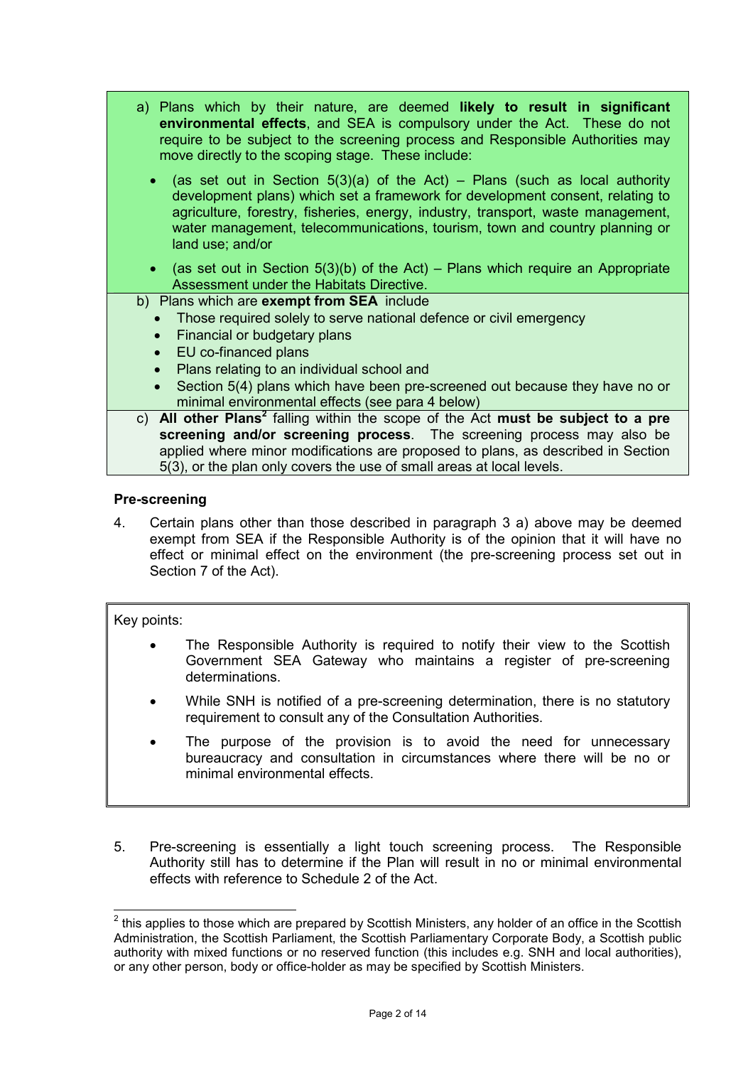a) Plans which by their nature, are deemed **likely to result in significant environmental effects**, and SEA is compulsory under the Act. These do not require to be subject to the screening process and Responsible Authorities may move directly to the scoping stage. These include:

- (as set out in Section 5(3)(a) of the Act) – Plans (such as local authority development plans) which set a framework for development consent, relating to agriculture, forestry, fisheries, energy, industry, transport, waste management, water management, telecommunications, tourism, town and country planning or land use; and/or
- (as set out in Section 5(3)(b) of the Act) – Plans which require an Appropriate Assessment under the Habitats Directive.

b) Plans which are **exempt from SEA** include

- Those required solely to serve national defence or civil emergency
- Financial or budgetary plans
- EU co-financed plans
- Plans relating to an individual school and
- Section 5(4) plans which have been pre-screened out because they have no or minimal environmental effects (see para 4 below)

c) **All other Plans**[2] falling within the scope of the Act **must be subject to a pre screening and/or screening process**. The screening process may also be applied where minor modifications are proposed to plans, as described in Section 5(3), or the plan only covers the use of small areas at local levels.

**Pre-screening**

4. Certain plans other than those described in paragraph 3 a) above may be deemed exempt from SEA if the Responsible Authority is of the opinion that it will have no effect or minimal effect on the environment (the pre-screening process set out in Section 7 of the Act).

> Key points:
>
> - The Responsible Authority is required to notify their view to the Scottish Government SEA Gateway who maintains a register of pre-screening determinations.
> - While SNH is notified of a pre-screening determination, there is no statutory requirement to consult any of the Consultation Authorities.
> - The purpose of the provision is to avoid the need for unnecessary bureaucracy and consultation in circumstances where there will be no or minimal environmental effects.

5. Pre-screening is essentially a light touch screening process. The Responsible Authority still has to determine if the Plan will result in no or minimal environmental effects with reference to Schedule 2 of the Act.

---

[2] this applies to those which are prepared by Scottish Ministers, any holder of an office in the Scottish Administration, the Scottish Parliament, the Scottish Parliamentary Corporate Body, a Scottish public authority with mixed functions or no reserved function (this includes e.g. SNH and local authorities), or any other person, body or office-holder as may be specified by Scottish Ministers.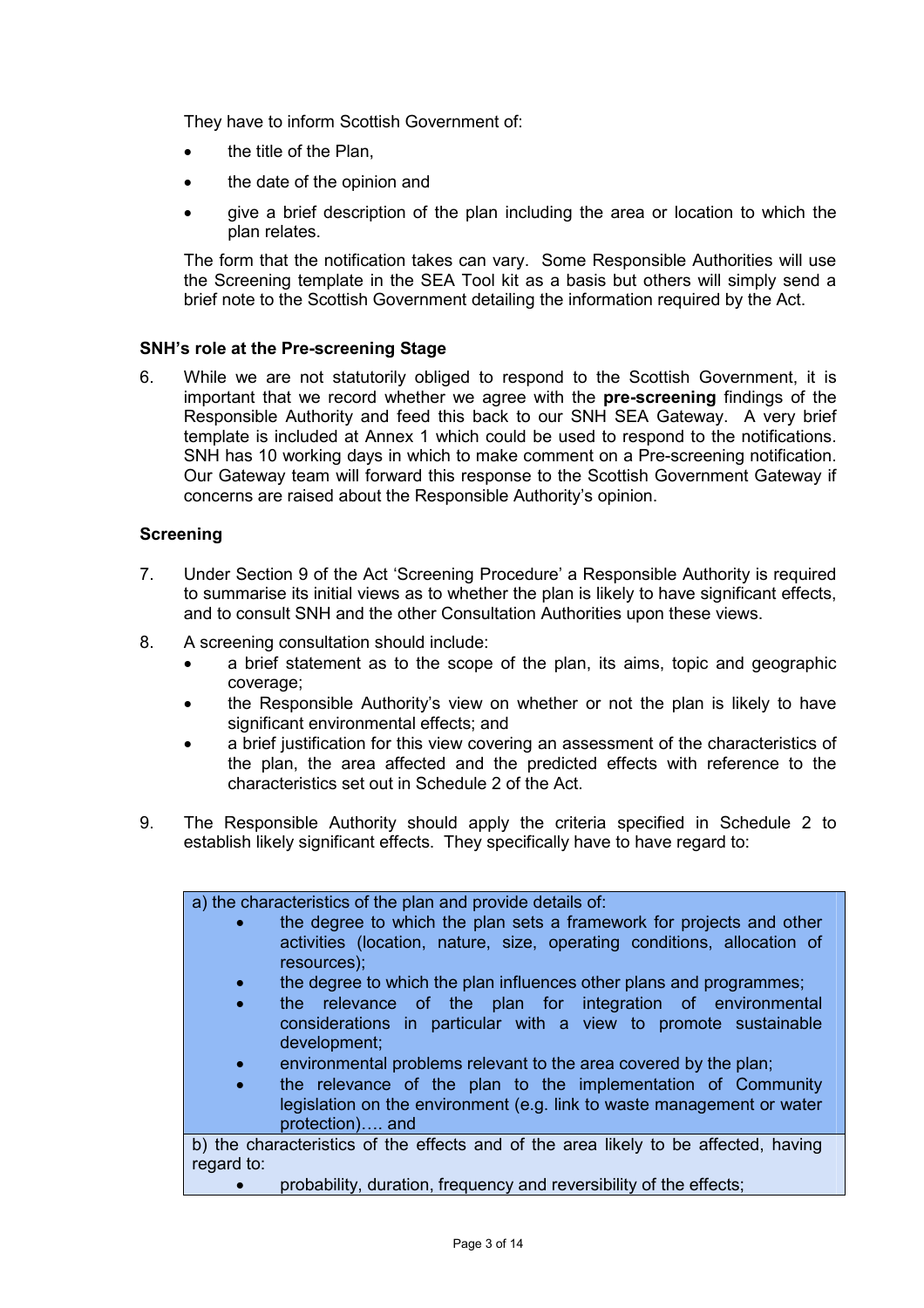They have to inform Scottish Government of:

- the title of the Plan,
- the date of the opinion and
- give a brief description of the plan including the area or location to which the plan relates.

The form that the notification takes can vary. Some Responsible Authorities will use the Screening template in the SEA Tool kit as a basis but others will simply send a brief note to the Scottish Government detailing the information required by the Act.

### SNH's role at the Pre-screening Stage

6. While we are not statutorily obliged to respond to the Scottish Government, it is important that we record whether we agree with the **pre-screening** findings of the Responsible Authority and feed this back to our SNH SEA Gateway. A very brief template is included at Annex 1 which could be used to respond to the notifications. SNH has 10 working days in which to make comment on a Pre-screening notification. Our Gateway team will forward this response to the Scottish Government Gateway if concerns are raised about the Responsible Authority's opinion.

### Screening

7. Under Section 9 of the Act 'Screening Procedure' a Responsible Authority is required to summarise its initial views as to whether the plan is likely to have significant effects, and to consult SNH and the other Consultation Authorities upon these views.

8. A screening consultation should include:
   - a brief statement as to the scope of the plan, its aims, topic and geographic coverage;
   - the Responsible Authority's view on whether or not the plan is likely to have significant environmental effects; and
   - a brief justification for this view covering an assessment of the characteristics of the plan, the area affected and the predicted effects with reference to the characteristics set out in Schedule 2 of the Act.

9. The Responsible Authority should apply the criteria specified in Schedule 2 to establish likely significant effects. They specifically have to have regard to:

| |
|---|
| a) the characteristics of the plan and provide details of:<br>• the degree to which the plan sets a framework for projects and other activities (location, nature, size, operating conditions, allocation of resources);<br>• the degree to which the plan influences other plans and programmes;<br>• the relevance of the plan for integration of environmental considerations in particular with a view to promote sustainable development;<br>• environmental problems relevant to the area covered by the plan;<br>• the relevance of the plan to the implementation of Community legislation on the environment (e.g. link to waste management or water protection)…. and |
| b) the characteristics of the effects and of the area likely to be affected, having regard to:<br>• probability, duration, frequency and reversibility of the effects; |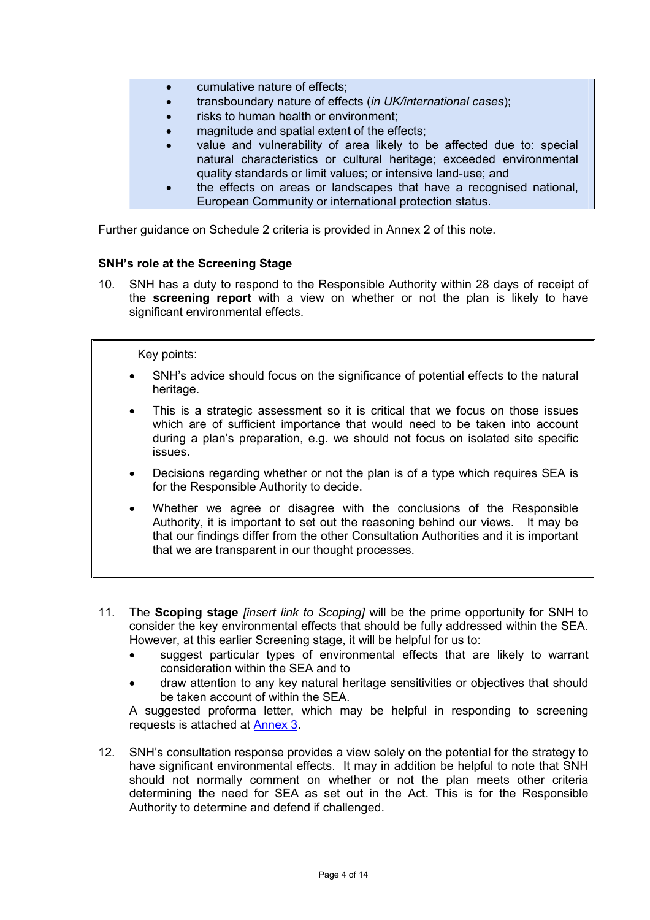- cumulative nature of effects;
- transboundary nature of effects (*in UK/international cases*);
- risks to human health or environment;
- magnitude and spatial extent of the effects;
- value and vulnerability of area likely to be affected due to: special natural characteristics or cultural heritage; exceeded environmental quality standards or limit values; or intensive land-use; and
- the effects on areas or landscapes that have a recognised national, European Community or international protection status.

Further guidance on Schedule 2 criteria is provided in Annex 2 of this note.

### SNH's role at the Screening Stage

10. SNH has a duty to respond to the Responsible Authority within 28 days of receipt of the **screening report** with a view on whether or not the plan is likely to have significant environmental effects.

> Key points:
>
> - SNH's advice should focus on the significance of potential effects to the natural heritage.
> - This is a strategic assessment so it is critical that we focus on those issues which are of sufficient importance that would need to be taken into account during a plan's preparation, e.g. we should not focus on isolated site specific issues.
> - Decisions regarding whether or not the plan is of a type which requires SEA is for the Responsible Authority to decide.
> - Whether we agree or disagree with the conclusions of the Responsible Authority, it is important to set out the reasoning behind our views. It may be that our findings differ from the other Consultation Authorities and it is important that we are transparent in our thought processes.

11. The **Scoping stage** *[insert link to Scoping]* will be the prime opportunity for SNH to consider the key environmental effects that should be fully addressed within the SEA. However, at this earlier Screening stage, it will be helpful for us to:
    - suggest particular types of environmental effects that are likely to warrant consideration within the SEA and to
    - draw attention to any key natural heritage sensitivities or objectives that should be taken account of within the SEA.

    A suggested proforma letter, which may be helpful in responding to screening requests is attached at Annex 3.

12. SNH's consultation response provides a view solely on the potential for the strategy to have significant environmental effects. It may in addition be helpful to note that SNH should not normally comment on whether or not the plan meets other criteria determining the need for SEA as set out in the Act. This is for the Responsible Authority to determine and defend if challenged.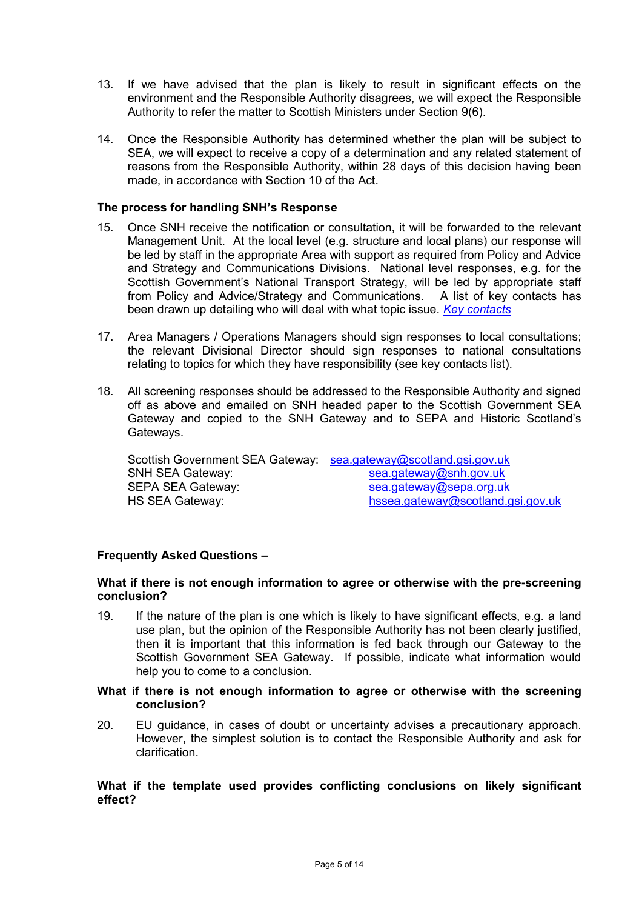13. If we have advised that the plan is likely to result in significant effects on the environment and the Responsible Authority disagrees, we will expect the Responsible Authority to refer the matter to Scottish Ministers under Section 9(6).

14. Once the Responsible Authority has determined whether the plan will be subject to SEA, we will expect to receive a copy of a determination and any related statement of reasons from the Responsible Authority, within 28 days of this decision having been made, in accordance with Section 10 of the Act.

**The process for handling SNH's Response**

15. Once SNH receive the notification or consultation, it will be forwarded to the relevant Management Unit. At the local level (e.g. structure and local plans) our response will be led by staff in the appropriate Area with support as required from Policy and Advice and Strategy and Communications Divisions. National level responses, e.g. for the Scottish Government's National Transport Strategy, will be led by appropriate staff from Policy and Advice/Strategy and Communications. A list of key contacts has been drawn up detailing who will deal with what topic issue. *Key contacts*

17. Area Managers / Operations Managers should sign responses to local consultations; the relevant Divisional Director should sign responses to national consultations relating to topics for which they have responsibility (see key contacts list).

18. All screening responses should be addressed to the Responsible Authority and signed off as above and emailed on SNH headed paper to the Scottish Government SEA Gateway and copied to the SNH Gateway and to SEPA and Historic Scotland's Gateways.

    Scottish Government SEA Gateway: sea.gateway@scotland.gsi.gov.uk
    SNH SEA Gateway: sea.gateway@snh.gov.uk
    SEPA SEA Gateway: sea.gateway@sepa.org.uk
    HS SEA Gateway: hssea.gateway@scotland.gsi.gov.uk

**Frequently Asked Questions –**

**What if there is not enough information to agree or otherwise with the pre-screening conclusion?**

19. If the nature of the plan is one which is likely to have significant effects, e.g. a land use plan, but the opinion of the Responsible Authority has not been clearly justified, then it is important that this information is fed back through our Gateway to the Scottish Government SEA Gateway. If possible, indicate what information would help you to come to a conclusion.

**What if there is not enough information to agree or otherwise with the screening conclusion?**

20. EU guidance, in cases of doubt or uncertainty advises a precautionary approach. However, the simplest solution is to contact the Responsible Authority and ask for clarification.

**What if the template used provides conflicting conclusions on likely significant effect?**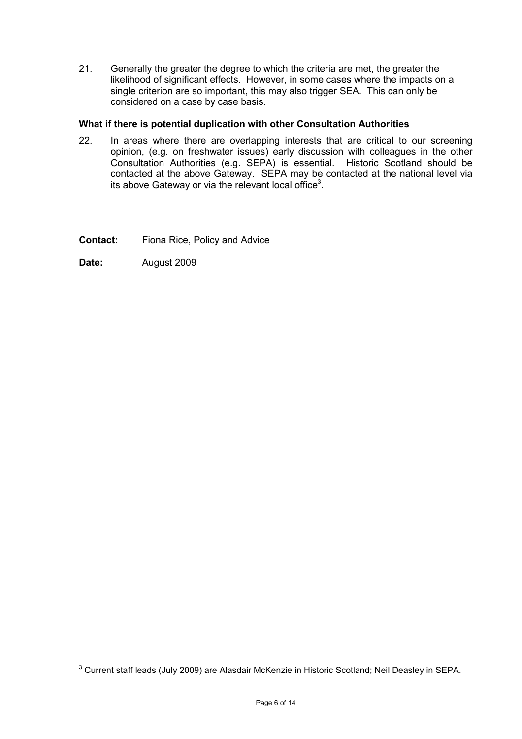21. Generally the greater the degree to which the criteria are met, the greater the likelihood of significant effects. However, in some cases where the impacts on a single criterion are so important, this may also trigger SEA. This can only be considered on a case by case basis.

**What if there is potential duplication with other Consultation Authorities**

22. In areas where there are overlapping interests that are critical to our screening opinion, (e.g. on freshwater issues) early discussion with colleagues in the other Consultation Authorities (e.g. SEPA) is essential. Historic Scotland should be contacted at the above Gateway. SEPA may be contacted at the national level via its above Gateway or via the relevant local office[3].

**Contact:** Fiona Rice, Policy and Advice

**Date:** August 2009

[3] Current staff leads (July 2009) are Alasdair McKenzie in Historic Scotland; Neil Deasley in SEPA.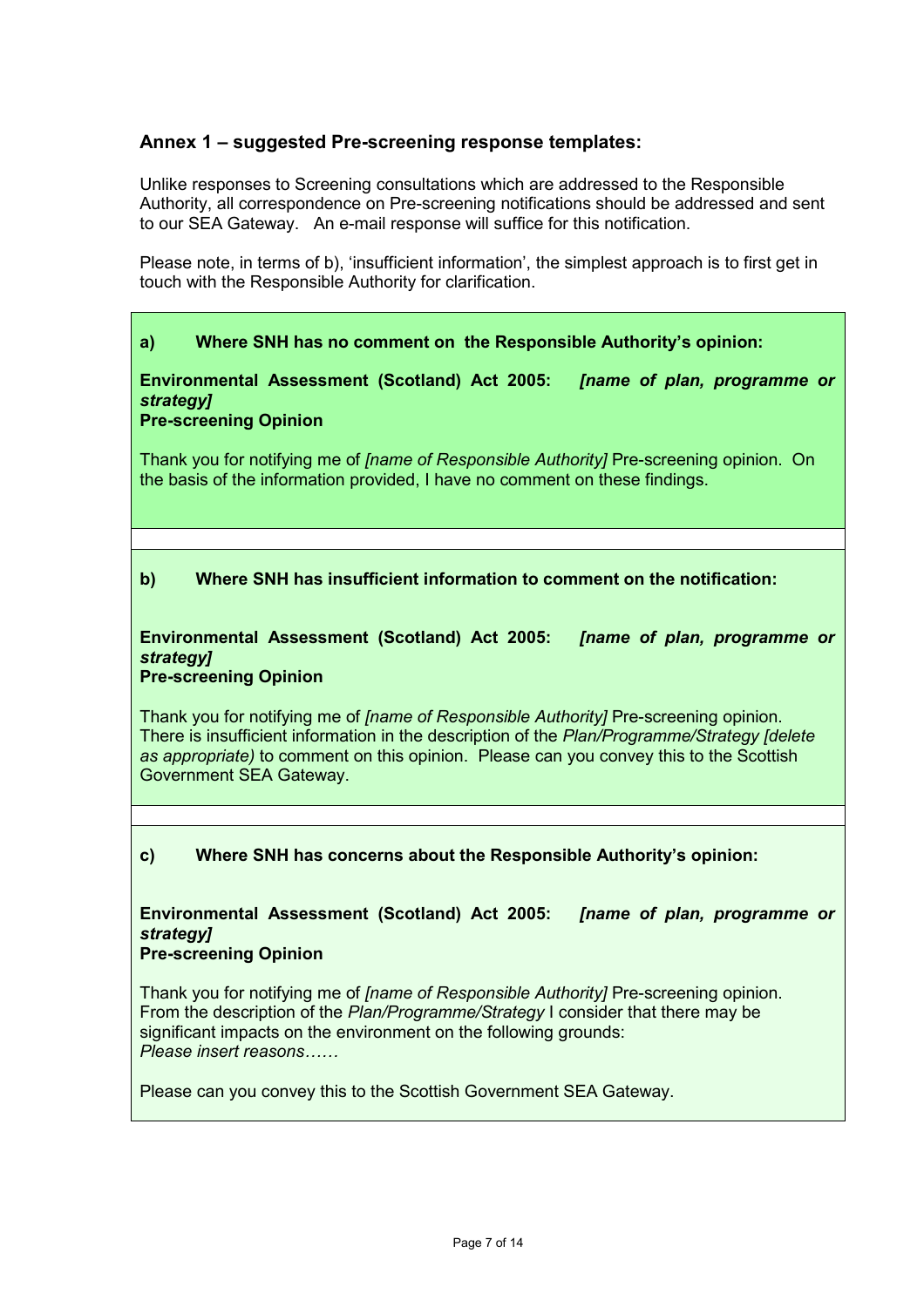### Annex 1 – suggested Pre-screening response templates:

Unlike responses to Screening consultations which are addressed to the Responsible Authority, all correspondence on Pre-screening notifications should be addressed and sent to our SEA Gateway. An e-mail response will suffice for this notification.

Please note, in terms of b), 'insufficient information', the simplest approach is to first get in touch with the Responsible Authority for clarification.

**a) Where SNH has no comment on the Responsible Authority's opinion:**

**Environmental Assessment (Scotland) Act 2005: *[name of plan, programme or strategy]***
**Pre-screening Opinion**

Thank you for notifying me of *[name of Responsible Authority]* Pre-screening opinion. On the basis of the information provided, I have no comment on these findings.

**b) Where SNH has insufficient information to comment on the notification:**

**Environmental Assessment (Scotland) Act 2005: *[name of plan, programme or strategy]***
**Pre-screening Opinion**

Thank you for notifying me of *[name of Responsible Authority]* Pre-screening opinion. There is insufficient information in the description of the *Plan/Programme/Strategy [delete as appropriate)* to comment on this opinion. Please can you convey this to the Scottish Government SEA Gateway.

**c) Where SNH has concerns about the Responsible Authority's opinion:**

**Environmental Assessment (Scotland) Act 2005: *[name of plan, programme or strategy]***
**Pre-screening Opinion**

Thank you for notifying me of *[name of Responsible Authority]* Pre-screening opinion. From the description of the *Plan/Programme/Strategy* I consider that there may be significant impacts on the environment on the following grounds:
*Please insert reasons……*

Please can you convey this to the Scottish Government SEA Gateway.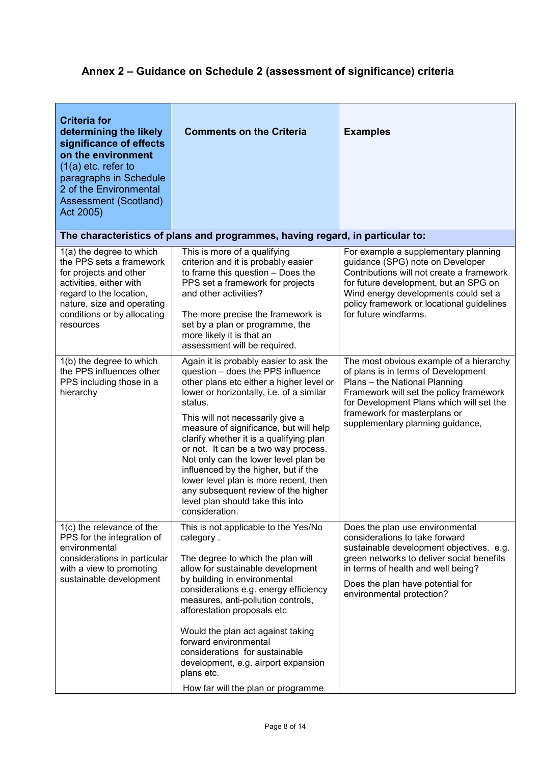## Annex 2 – Guidance on Schedule 2 (assessment of significance) criteria

| **Criteria for determining the likely significance of effects on the environment** (1(a) etc. refer to paragraphs in Schedule 2 of the Environmental Assessment (Scotland) Act 2005) | **Comments on the Criteria** | **Examples** |
|---|---|---|
| **The characteristics of plans and programmes, having regard, in particular to:** | | |
| 1(a) the degree to which the PPS sets a framework for projects and other activities, either with regard to the location, nature, size and operating conditions or by allocating resources | This is more of a qualifying criterion and it is probably easier to frame this question – Does the PPS set a framework for projects and other activities?<br><br>The more precise the framework is set by a plan or programme, the more likely it is that an assessment will be required. | For example a supplementary planning guidance (SPG) note on Developer Contributions will not create a framework for future development, but an SPG on Wind energy developments could set a policy framework or locational guidelines for future windfarms. |
| 1(b) the degree to which the PPS influences other PPS including those in a hierarchy | Again it is probably easier to ask the question – does the PPS influence other plans etc either a higher level or lower or horizontally, i.e. of a similar status.<br><br>This will not necessarily give a measure of significance, but will help clarify whether it is a qualifying plan or not. It can be a two way process. Not only can the lower level plan be influenced by the higher, but if the lower level plan is more recent, then any subsequent review of the higher level plan should take this into consideration. | The most obvious example of a hierarchy of plans is in terms of Development Plans – the National Planning Framework will set the policy framework for Development Plans which will set the framework for masterplans or supplementary planning guidance, |
| 1(c) the relevance of the PPS for the integration of environmental considerations in particular with a view to promoting sustainable development | This is not applicable to the Yes/No category .<br><br>The degree to which the plan will allow for sustainable development by building in environmental considerations e.g. energy efficiency measures, anti-pollution controls, afforestation proposals etc<br><br>Would the plan act against taking forward environmental considerations for sustainable development, e.g. airport expansion plans etc.<br><br>How far will the plan or programme | Does the plan use environmental considerations to take forward sustainable development objectives. e.g. green networks to deliver social benefits in terms of health and well being?<br><br>Does the plan have potential for environmental protection? |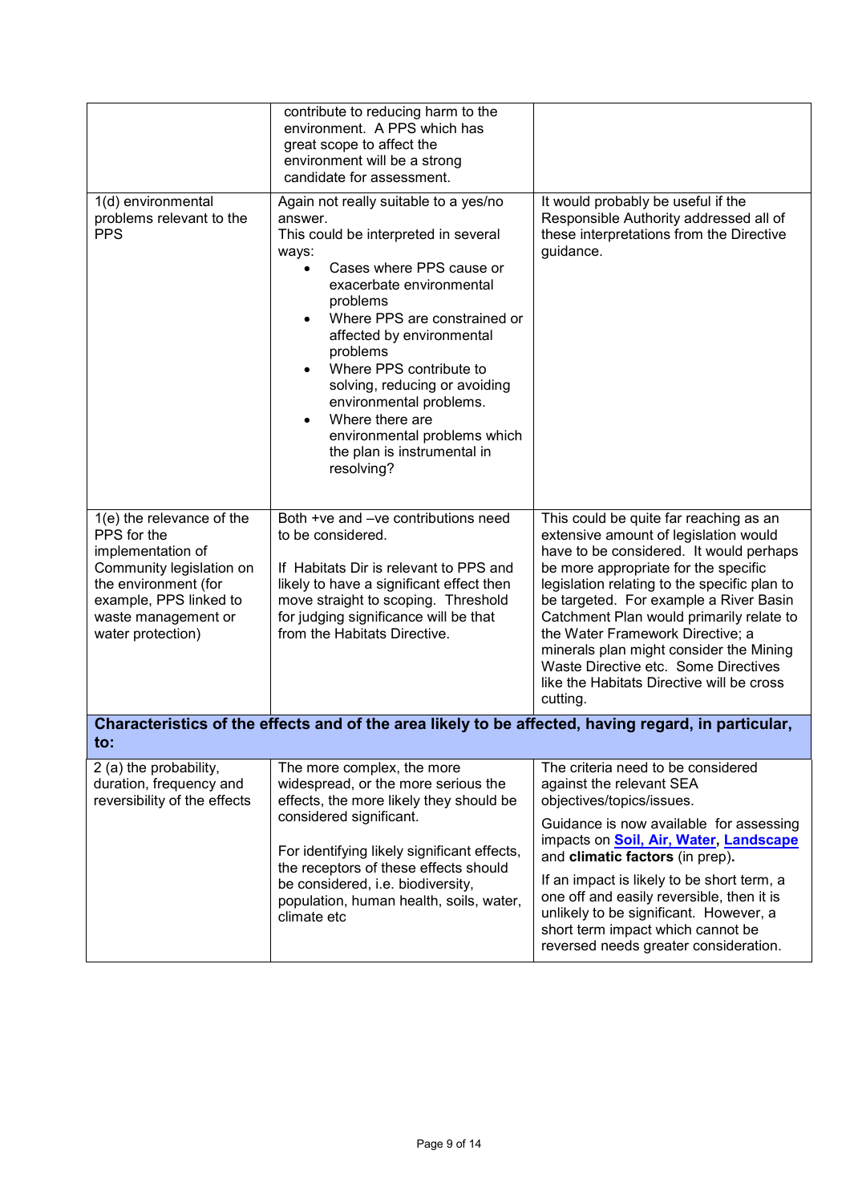| | | |
|---|---|---|
| | contribute to reducing harm to the environment. A PPS which has great scope to affect the environment will be a strong candidate for assessment. | |
| 1(d) environmental problems relevant to the PPS | Again not really suitable to a yes/no answer.<br>This could be interpreted in several ways:<br>• Cases where PPS cause or exacerbate environmental problems<br>• Where PPS are constrained or affected by environmental problems<br>• Where PPS contribute to solving, reducing or avoiding environmental problems.<br>• Where there are environmental problems which the plan is instrumental in resolving? | It would probably be useful if the Responsible Authority addressed all of these interpretations from the Directive guidance. |
| 1(e) the relevance of the PPS for the implementation of Community legislation on the environment (for example, PPS linked to waste management or water protection) | Both +ve and –ve contributions need to be considered.<br><br>If Habitats Dir is relevant to PPS and likely to have a significant effect then move straight to scoping. Threshold for judging significance will be that from the Habitats Directive. | This could be quite far reaching as an extensive amount of legislation would have to be considered. It would perhaps be more appropriate for the specific legislation relating to the specific plan to be targeted. For example a River Basin Catchment Plan would primarily relate to the Water Framework Directive; a minerals plan might consider the Mining Waste Directive etc. Some Directives like the Habitats Directive will be cross cutting. |
| **Characteristics of the effects and of the area likely to be affected, having regard, in particular, to:** | | |
| 2 (a) the probability, duration, frequency and reversibility of the effects | The more complex, the more widespread, or the more serious the effects, the more likely they should be considered significant.<br><br>For identifying likely significant effects, the receptors of these effects should be considered, i.e. biodiversity, population, human health, soils, water, climate etc | The criteria need to be considered against the relevant SEA objectives/topics/issues.<br><br>Guidance is now available for assessing impacts on **Soil, Air, Water**, **Landscape** and **climatic factors** (in prep).<br><br>If an impact is likely to be short term, a one off and easily reversible, then it is unlikely to be significant. However, a short term impact which cannot be reversed needs greater consideration. |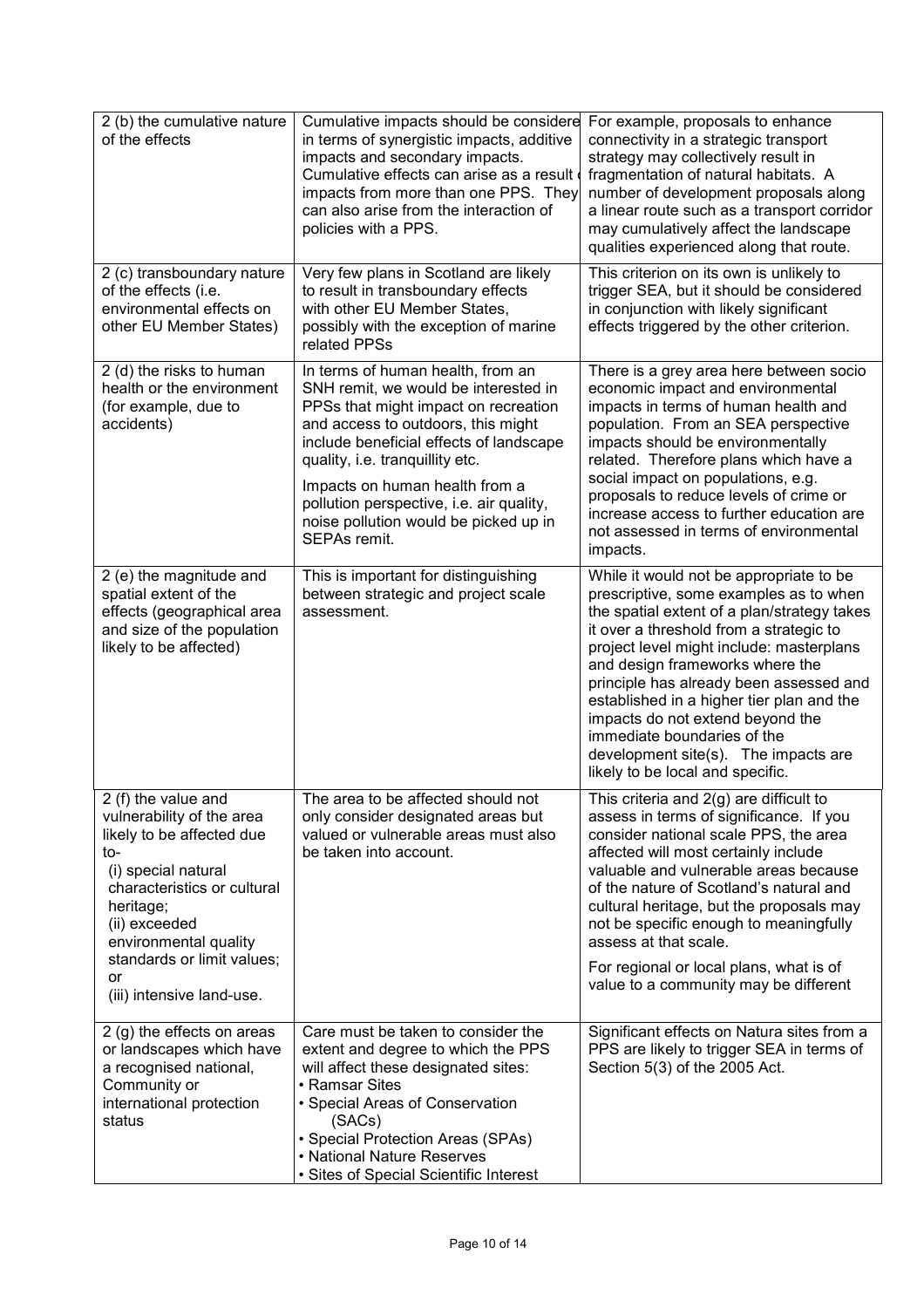| | | |
|---|---|---|
| 2 (b) the cumulative nature of the effects | Cumulative impacts should be considere in terms of synergistic impacts, additive impacts and secondary impacts. Cumulative effects can arise as a result impacts from more than one PPS. They can also arise from the interaction of policies with a PPS. | For example, proposals to enhance connectivity in a strategic transport strategy may collectively result in fragmentation of natural habitats. A number of development proposals along a linear route such as a transport corridor may cumulatively affect the landscape qualities experienced along that route. |
| 2 (c) transboundary nature of the effects (i.e. environmental effects on other EU Member States) | Very few plans in Scotland are likely to result in transboundary effects with other EU Member States, possibly with the exception of marine related PPSs | This criterion on its own is unlikely to trigger SEA, but it should be considered in conjunction with likely significant effects triggered by the other criterion. |
| 2 (d) the risks to human health or the environment (for example, due to accidents) | In terms of human health, from an SNH remit, we would be interested in PPSs that might impact on recreation and access to outdoors, this might include beneficial effects of landscape quality, i.e. tranquillity etc.<br><br>Impacts on human health from a pollution perspective, i.e. air quality, noise pollution would be picked up in SEPAs remit. | There is a grey area here between socio economic impact and environmental impacts in terms of human health and population. From an SEA perspective impacts should be environmentally related. Therefore plans which have a social impact on populations, e.g. proposals to reduce levels of crime or increase access to further education are not assessed in terms of environmental impacts. |
| 2 (e) the magnitude and spatial extent of the effects (geographical area and size of the population likely to be affected) | This is important for distinguishing between strategic and project scale assessment. | While it would not be appropriate to be prescriptive, some examples as to when the spatial extent of a plan/strategy takes it over a threshold from a strategic to project level might include: masterplans and design frameworks where the principle has already been assessed and established in a higher tier plan and the impacts do not extend beyond the immediate boundaries of the development site(s). The impacts are likely to be local and specific. |
| 2 (f) the value and vulnerability of the area likely to be affected due to-<br>(i) special natural characteristics or cultural heritage;<br>(ii) exceeded environmental quality standards or limit values; or<br>(iii) intensive land-use. | The area to be affected should not only consider designated areas but valued or vulnerable areas must also be taken into account. | This criteria and 2(g) are difficult to assess in terms of significance. If you consider national scale PPS, the area affected will most certainly include valuable and vulnerable areas because of the nature of Scotland's natural and cultural heritage, but the proposals may not be specific enough to meaningfully assess at that scale.<br><br>For regional or local plans, what is of value to a community may be different |
| 2 (g) the effects on areas or landscapes which have a recognised national, Community or international protection status | Care must be taken to consider the extent and degree to which the PPS will affect these designated sites:<br>• Ramsar Sites<br>• Special Areas of Conservation (SACs)<br>• Special Protection Areas (SPAs)<br>• National Nature Reserves<br>• Sites of Special Scientific Interest | Significant effects on Natura sites from a PPS are likely to trigger SEA in terms of Section 5(3) of the 2005 Act. |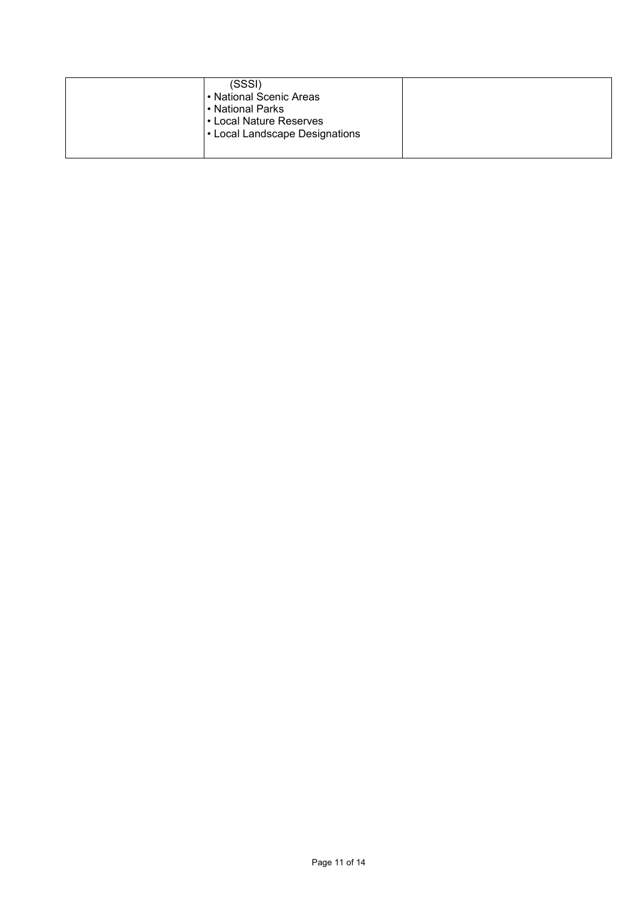|  |  |  |
|---|---|---|
|  | (SSSI)<br>• National Scenic Areas<br>• National Parks<br>• Local Nature Reserves<br>• Local Landscape Designations |  |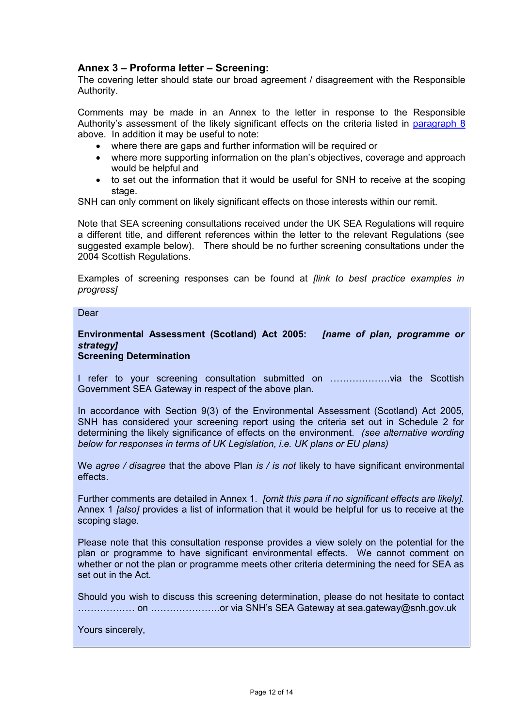### Annex 3 – Proforma letter – Screening:

The covering letter should state our broad agreement / disagreement with the Responsible Authority.

Comments may be made in an Annex to the letter in response to the Responsible Authority's assessment of the likely significant effects on the criteria listed in [paragraph 8](#) above. In addition it may be useful to note:

- where there are gaps and further information will be required or
- where more supporting information on the plan's objectives, coverage and approach would be helpful and
- to set out the information that it would be useful for SNH to receive at the scoping stage.

SNH can only comment on likely significant effects on those interests within our remit.

Note that SEA screening consultations received under the UK SEA Regulations will require a different title, and different references within the letter to the relevant Regulations (see suggested example below). There should be no further screening consultations under the 2004 Scottish Regulations.

Examples of screening responses can be found at *[link to best practice examples in progress]*

---

Dear

**Environmental Assessment (Scotland) Act 2005: *[name of plan, programme or strategy]***
**Screening Determination**

I refer to your screening consultation submitted on ………………via the Scottish Government SEA Gateway in respect of the above plan.

In accordance with Section 9(3) of the Environmental Assessment (Scotland) Act 2005, SNH has considered your screening report using the criteria set out in Schedule 2 for determining the likely significance of effects on the environment. *(see alternative wording below for responses in terms of UK Legislation, i.e. UK plans or EU plans)*

We *agree / disagree* that the above Plan *is / is not* likely to have significant environmental effects.

Further comments are detailed in Annex 1. *[omit this para if no significant effects are likely].* Annex 1 *[also]* provides a list of information that it would be helpful for us to receive at the scoping stage.

Please note that this consultation response provides a view solely on the potential for the plan or programme to have significant environmental effects. We cannot comment on whether or not the plan or programme meets other criteria determining the need for SEA as set out in the Act.

Should you wish to discuss this screening determination, please do not hesitate to contact ……………… on ………………….or via SNH's SEA Gateway at sea.gateway@snh.gov.uk

Yours sincerely,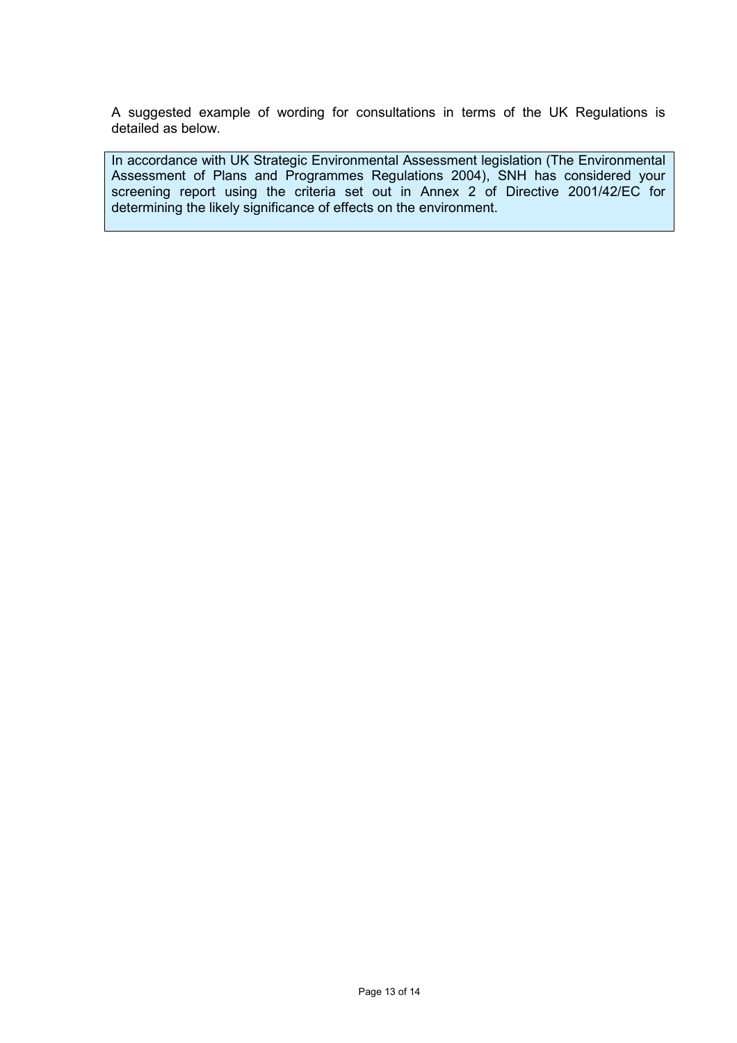A suggested example of wording for consultations in terms of the UK Regulations is detailed as below.

> In accordance with UK Strategic Environmental Assessment legislation (The Environmental Assessment of Plans and Programmes Regulations 2004), SNH has considered your screening report using the criteria set out in Annex 2 of Directive 2001/42/EC for determining the likely significance of effects on the environment.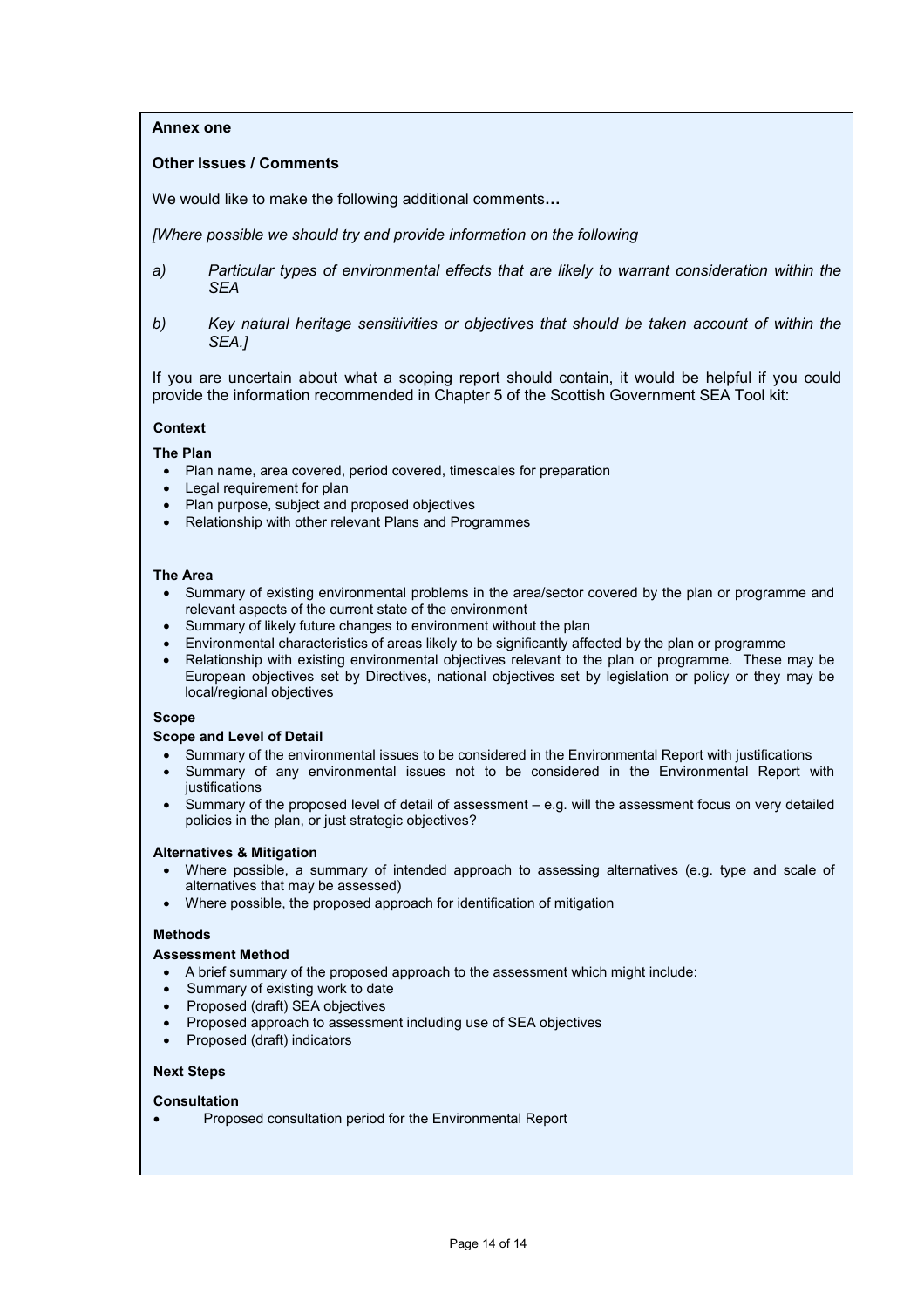**Annex one**

**Other Issues / Comments**

We would like to make the following additional comments…

*[Where possible we should try and provide information on the following*

*a) Particular types of environmental effects that are likely to warrant consideration within the SEA*

*b) Key natural heritage sensitivities or objectives that should be taken account of within the SEA.]*

If you are uncertain about what a scoping report should contain, it would be helpful if you could provide the information recommended in Chapter 5 of the Scottish Government SEA Tool kit:

**Context**

**The Plan**

- Plan name, area covered, period covered, timescales for preparation
- Legal requirement for plan
- Plan purpose, subject and proposed objectives
- Relationship with other relevant Plans and Programmes

**The Area**

- Summary of existing environmental problems in the area/sector covered by the plan or programme and relevant aspects of the current state of the environment
- Summary of likely future changes to environment without the plan
- Environmental characteristics of areas likely to be significantly affected by the plan or programme
- Relationship with existing environmental objectives relevant to the plan or programme. These may be European objectives set by Directives, national objectives set by legislation or policy or they may be local/regional objectives

**Scope**

**Scope and Level of Detail**

- Summary of the environmental issues to be considered in the Environmental Report with justifications
- Summary of any environmental issues not to be considered in the Environmental Report with justifications
- Summary of the proposed level of detail of assessment – e.g. will the assessment focus on very detailed policies in the plan, or just strategic objectives?

**Alternatives & Mitigation**

- Where possible, a summary of intended approach to assessing alternatives (e.g. type and scale of alternatives that may be assessed)
- Where possible, the proposed approach for identification of mitigation

**Methods**

**Assessment Method**

- A brief summary of the proposed approach to the assessment which might include:
- Summary of existing work to date
- Proposed (draft) SEA objectives
- Proposed approach to assessment including use of SEA objectives
- Proposed (draft) indicators

**Next Steps**

**Consultation**

- Proposed consultation period for the Environmental Report